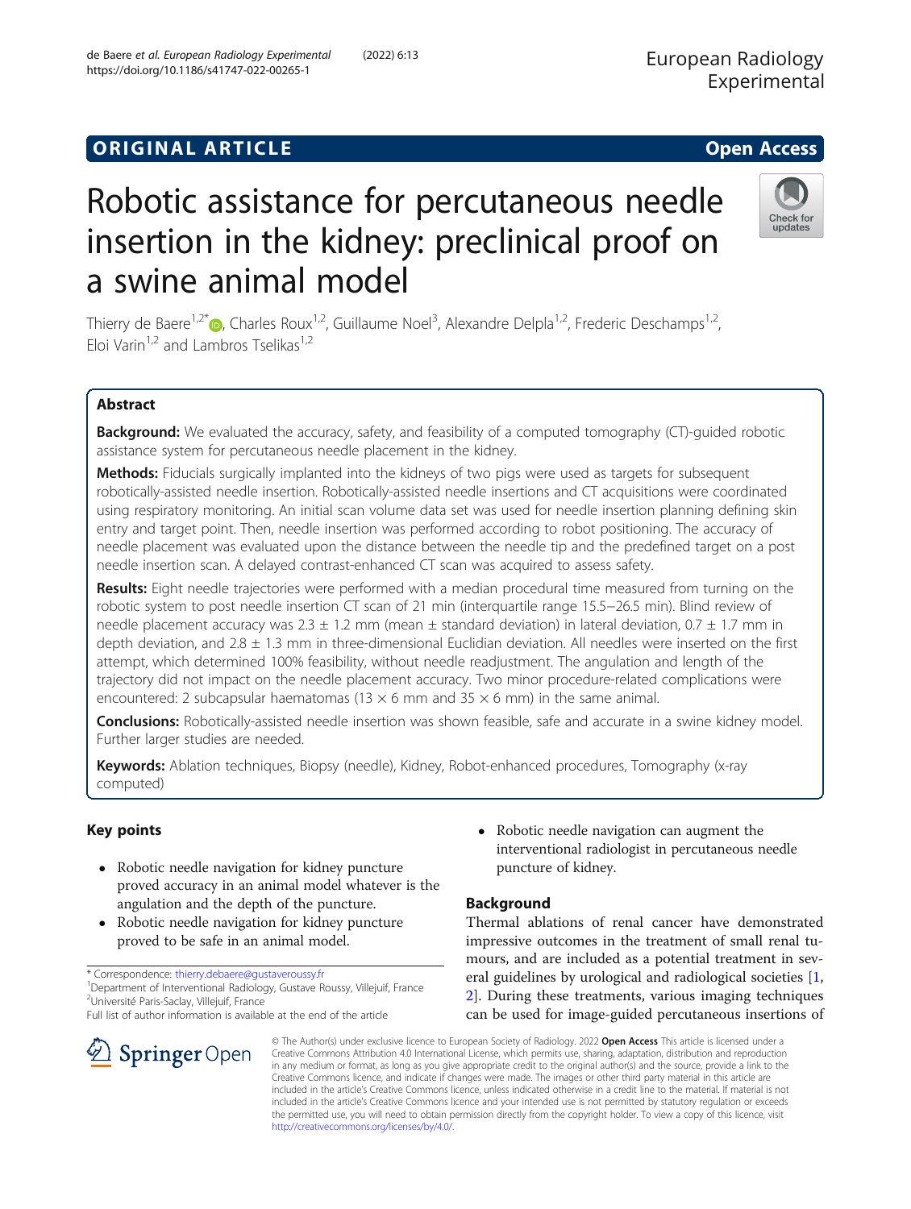ORIGINAL ARTICLE

Open Access

# Robotic assistance for percutaneous needle insertion in the kidney: preclinical proof on a swine animal model

Thierry de Baere[1,2*], Charles Roux[1,2], Guillaume Noel[3], Alexandre Delpla[1,2], Frederic Deschamps[1,2], Eloi Varin[1,2] and Lambros Tselikas[1,2]

## Abstract

**Background:** We evaluated the accuracy, safety, and feasibility of a computed tomography (CT)-guided robotic assistance system for percutaneous needle placement in the kidney.

**Methods:** Fiducials surgically implanted into the kidneys of two pigs were used as targets for subsequent robotically-assisted needle insertion. Robotically-assisted needle insertions and CT acquisitions were coordinated using respiratory monitoring. An initial scan volume data set was used for needle insertion planning defining skin entry and target point. Then, needle insertion was performed according to robot positioning. The accuracy of needle placement was evaluated upon the distance between the needle tip and the predefined target on a post needle insertion scan. A delayed contrast-enhanced CT scan was acquired to assess safety.

**Results:** Eight needle trajectories were performed with a median procedural time measured from turning on the robotic system to post needle insertion CT scan of 21 min (interquartile range 15.5–26.5 min). Blind review of needle placement accuracy was 2.3 ± 1.2 mm (mean ± standard deviation) in lateral deviation, 0.7 ± 1.7 mm in depth deviation, and 2.8 ± 1.3 mm in three-dimensional Euclidian deviation. All needles were inserted on the first attempt, which determined 100% feasibility, without needle readjustment. The angulation and length of the trajectory did not impact on the needle placement accuracy. Two minor procedure-related complications were encountered: 2 subcapsular haematomas (13 × 6 mm and 35 × 6 mm) in the same animal.

**Conclusions:** Robotically-assisted needle insertion was shown feasible, safe and accurate in a swine kidney model. Further larger studies are needed.

**Keywords:** Ablation techniques, Biopsy (needle), Kidney, Robot-enhanced procedures, Tomography (x-ray computed)

## Key points

- Robotic needle navigation for kidney puncture proved accuracy in an animal model whatever is the angulation and the depth of the puncture.
- Robotic needle navigation for kidney puncture proved to be safe in an animal model.
- Robotic needle navigation can augment the interventional radiologist in percutaneous needle puncture of kidney.

## Background

Thermal ablations of renal cancer have demonstrated impressive outcomes in the treatment of small renal tumours, and are included as a potential treatment in several guidelines by urological and radiological societies [1, 2]. During these treatments, various imaging techniques can be used for image-guided percutaneous insertions of

\* Correspondence: thierry.debaere@gustaveroussy.fr
[1]Department of Interventional Radiology, Gustave Roussy, Villejuif, France
[2]Université Paris-Saclay, Villejuif, France
Full list of author information is available at the end of the article

© The Author(s) under exclusive licence to European Society of Radiology. 2022 **Open Access** This article is licensed under a Creative Commons Attribution 4.0 International License, which permits use, sharing, adaptation, distribution and reproduction in any medium or format, as long as you give appropriate credit to the original author(s) and the source, provide a link to the Creative Commons licence, and indicate if changes were made. The images or other third party material in this article are included in the article's Creative Commons licence, unless indicated otherwise in a credit line to the material. If material is not included in the article's Creative Commons licence and your intended use is not permitted by statutory regulation or exceeds the permitted use, you will need to obtain permission directly from the copyright holder. To view a copy of this licence, visit http://creativecommons.org/licenses/by/4.0/.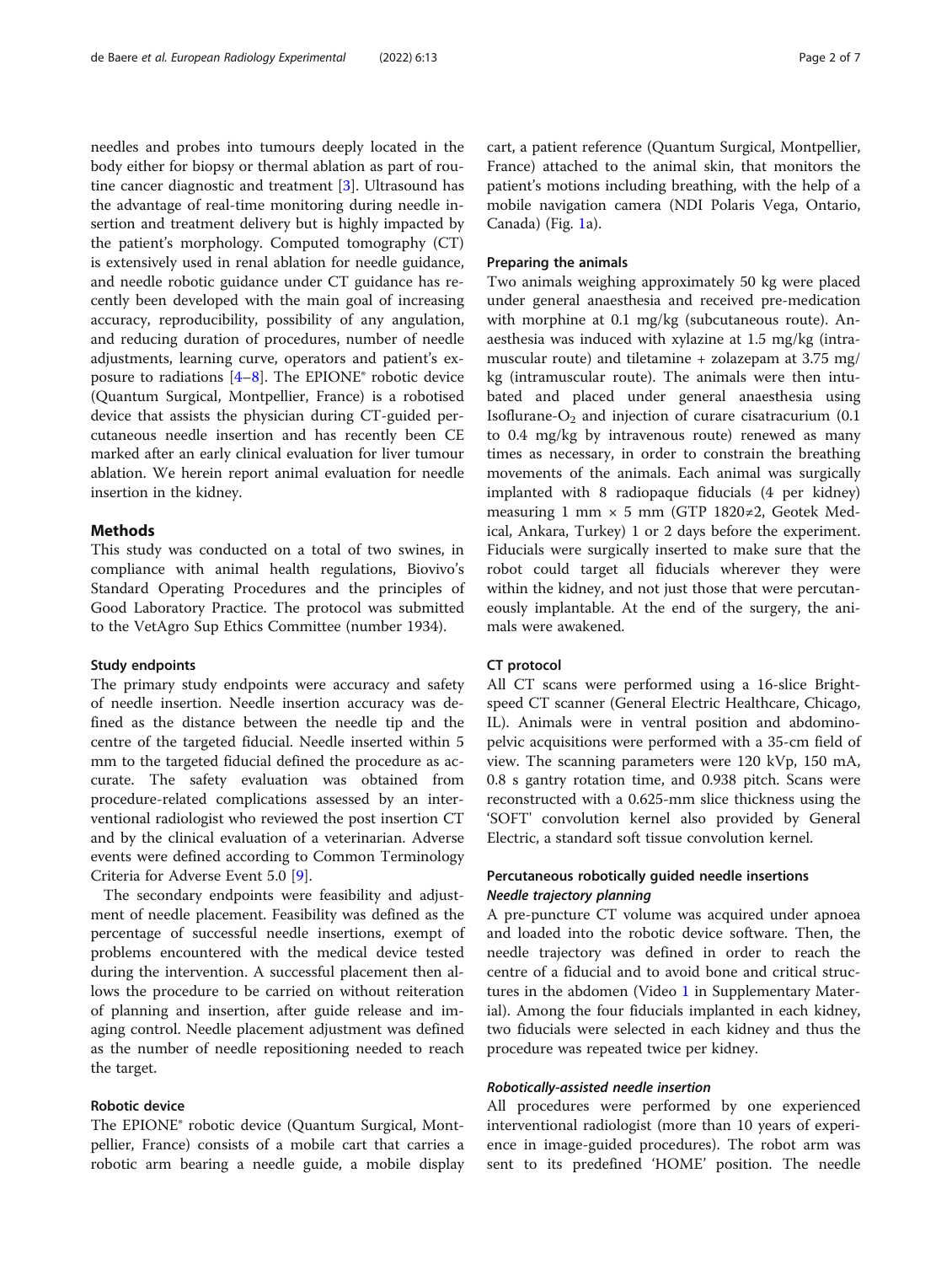needles and probes into tumours deeply located in the body either for biopsy or thermal ablation as part of routine cancer diagnostic and treatment [3]. Ultrasound has the advantage of real-time monitoring during needle insertion and treatment delivery but is highly impacted by the patient's morphology. Computed tomography (CT) is extensively used in renal ablation for needle guidance, and needle robotic guidance under CT guidance has recently been developed with the main goal of increasing accuracy, reproducibility, possibility of any angulation, and reducing duration of procedures, number of needle adjustments, learning curve, operators and patient's exposure to radiations [4–8]. The EPIONE® robotic device (Quantum Surgical, Montpellier, France) is a robotised device that assists the physician during CT-guided percutaneous needle insertion and has recently been CE marked after an early clinical evaluation for liver tumour ablation. We herein report animal evaluation for needle insertion in the kidney.

## Methods

This study was conducted on a total of two swines, in compliance with animal health regulations, Biovivo's Standard Operating Procedures and the principles of Good Laboratory Practice. The protocol was submitted to the VetAgro Sup Ethics Committee (number 1934).

### Study endpoints

The primary study endpoints were accuracy and safety of needle insertion. Needle insertion accuracy was defined as the distance between the needle tip and the centre of the targeted fiducial. Needle inserted within 5 mm to the targeted fiducial defined the procedure as accurate. The safety evaluation was obtained from procedure-related complications assessed by an interventional radiologist who reviewed the post insertion CT and by the clinical evaluation of a veterinarian. Adverse events were defined according to Common Terminology Criteria for Adverse Event 5.0 [9].

The secondary endpoints were feasibility and adjustment of needle placement. Feasibility was defined as the percentage of successful needle insertions, exempt of problems encountered with the medical device tested during the intervention. A successful placement then allows the procedure to be carried on without reiteration of planning and insertion, after guide release and imaging control. Needle placement adjustment was defined as the number of needle repositioning needed to reach the target.

### Robotic device

The EPIONE® robotic device (Quantum Surgical, Montpellier, France) consists of a mobile cart that carries a robotic arm bearing a needle guide, a mobile display cart, a patient reference (Quantum Surgical, Montpellier, France) attached to the animal skin, that monitors the patient's motions including breathing, with the help of a mobile navigation camera (NDI Polaris Vega, Ontario, Canada) (Fig. 1a).

### Preparing the animals

Two animals weighing approximately 50 kg were placed under general anaesthesia and received pre-medication with morphine at 0.1 mg/kg (subcutaneous route). Anaesthesia was induced with xylazine at 1.5 mg/kg (intramuscular route) and tiletamine + zolazepam at 3.75 mg/kg (intramuscular route). The animals were then intubated and placed under general anaesthesia using Isoflurane-$O_2$ and injection of curare cisatracurium (0.1 to 0.4 mg/kg by intravenous route) renewed as many times as necessary, in order to constrain the breathing movements of the animals. Each animal was surgically implanted with 8 radiopaque fiducials (4 per kidney) measuring 1 mm × 5 mm (GTP 1820≠2, Geotek Medical, Ankara, Turkey) 1 or 2 days before the experiment. Fiducials were surgically inserted to make sure that the robot could target all fiducials wherever they were within the kidney, and not just those that were percutaneously implantable. At the end of the surgery, the animals were awakened.

### CT protocol

All CT scans were performed using a 16-slice Brightspeed CT scanner (General Electric Healthcare, Chicago, IL). Animals were in ventral position and abdominopelvic acquisitions were performed with a 35-cm field of view. The scanning parameters were 120 kVp, 150 mA, 0.8 s gantry rotation time, and 0.938 pitch. Scans were reconstructed with a 0.625-mm slice thickness using the 'SOFT' convolution kernel also provided by General Electric, a standard soft tissue convolution kernel.

### Percutaneous robotically guided needle insertions

#### *Needle trajectory planning*

A pre-puncture CT volume was acquired under apnoea and loaded into the robotic device software. Then, the needle trajectory was defined in order to reach the centre of a fiducial and to avoid bone and critical structures in the abdomen (Video 1 in Supplementary Material). Among the four fiducials implanted in each kidney, two fiducials were selected in each kidney and thus the procedure was repeated twice per kidney.

#### *Robotically-assisted needle insertion*

All procedures were performed by one experienced interventional radiologist (more than 10 years of experience in image-guided procedures). The robot arm was sent to its predefined 'HOME' position. The needle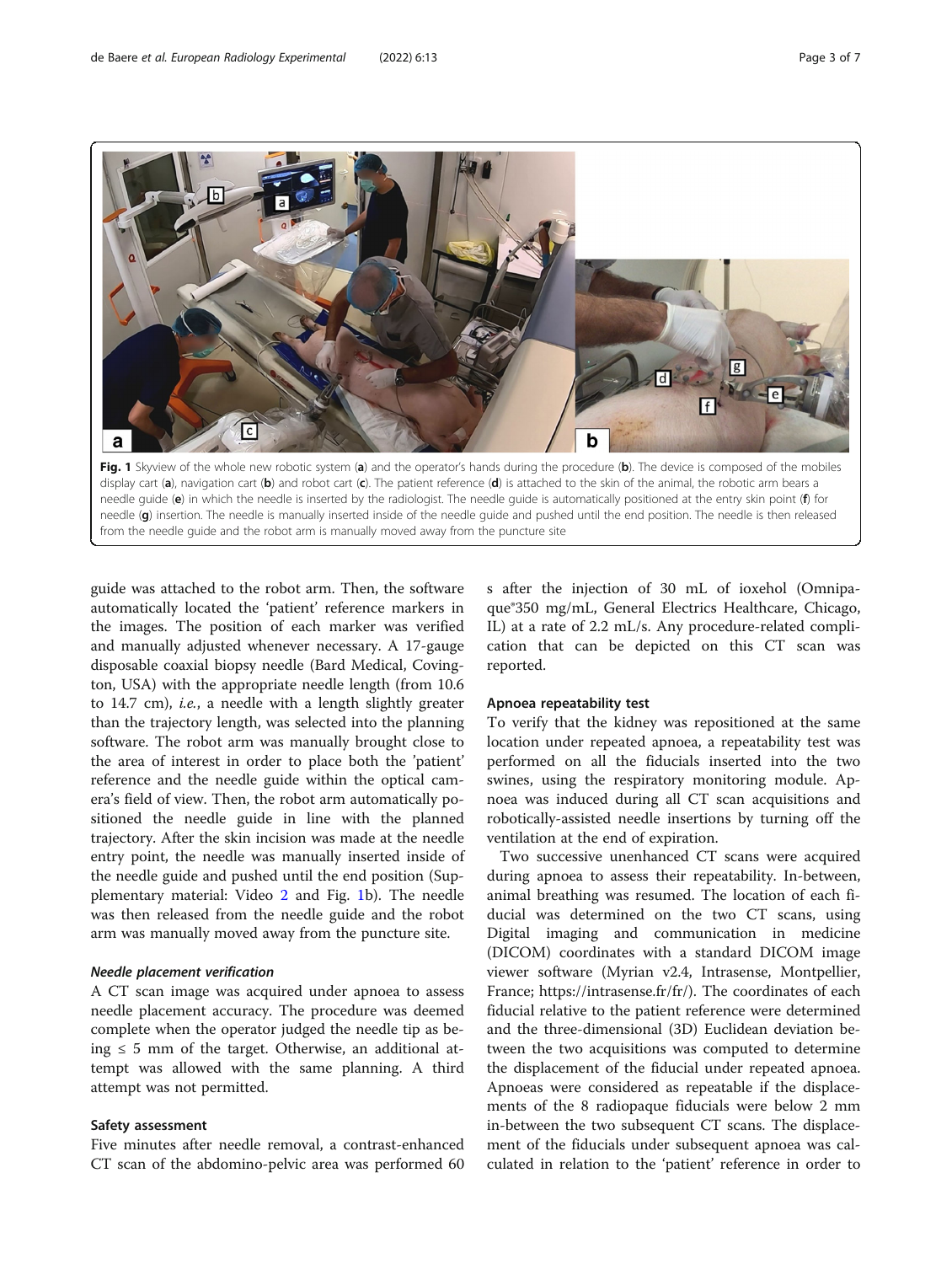**Fig. 1** Skyview of the whole new robotic system (**a**) and the operator's hands during the procedure (**b**). The device is composed of the mobiles display cart (**a**), navigation cart (**b**) and robot cart (**c**). The patient reference (**d**) is attached to the skin of the animal, the robotic arm bears a needle guide (**e**) in which the needle is inserted by the radiologist. The needle guide is automatically positioned at the entry skin point (**f**) for needle (**g**) insertion. The needle is manually inserted inside of the needle guide and pushed until the end position. The needle is then released from the needle guide and the robot arm is manually moved away from the puncture site

guide was attached to the robot arm. Then, the software automatically located the 'patient' reference markers in the images. The position of each marker was verified and manually adjusted whenever necessary. A 17-gauge disposable coaxial biopsy needle (Bard Medical, Covington, USA) with the appropriate needle length (from 10.6 to 14.7 cm), *i.e.*, a needle with a length slightly greater than the trajectory length, was selected into the planning software. The robot arm was manually brought close to the area of interest in order to place both the 'patient' reference and the needle guide within the optical camera's field of view. Then, the robot arm automatically positioned the needle guide in line with the planned trajectory. After the skin incision was made at the needle entry point, the needle was manually inserted inside of the needle guide and pushed until the end position (Supplementary material: Video 2 and Fig. 1b). The needle was then released from the needle guide and the robot arm was manually moved away from the puncture site.

#### *Needle placement verification*

A CT scan image was acquired under apnoea to assess needle placement accuracy. The procedure was deemed complete when the operator judged the needle tip as being ≤ 5 mm of the target. Otherwise, an additional attempt was allowed with the same planning. A third attempt was not permitted.

### Safety assessment

Five minutes after needle removal, a contrast-enhanced CT scan of the abdomino-pelvic area was performed 60 s after the injection of 30 mL of ioxehol (Omnipaque®350 mg/mL, General Electrics Healthcare, Chicago, IL) at a rate of 2.2 mL/s. Any procedure-related complication that can be depicted on this CT scan was reported.

### Apnoea repeatability test

To verify that the kidney was repositioned at the same location under repeated apnoea, a repeatability test was performed on all the fiducials inserted into the two swines, using the respiratory monitoring module. Apnoea was induced during all CT scan acquisitions and robotically-assisted needle insertions by turning off the ventilation at the end of expiration.

Two successive unenhanced CT scans were acquired during apnoea to assess their repeatability. In-between, animal breathing was resumed. The location of each fiducial was determined on the two CT scans, using Digital imaging and communication in medicine (DICOM) coordinates with a standard DICOM image viewer software (Myrian v2.4, Intrasense, Montpellier, France; https://intrasense.fr/fr/). The coordinates of each fiducial relative to the patient reference were determined and the three-dimensional (3D) Euclidean deviation between the two acquisitions was computed to determine the displacement of the fiducial under repeated apnoea. Apnoeas were considered as repeatable if the displacements of the 8 radiopaque fiducials were below 2 mm in-between the two subsequent CT scans. The displacement of the fiducials under subsequent apnoea was calculated in relation to the 'patient' reference in order to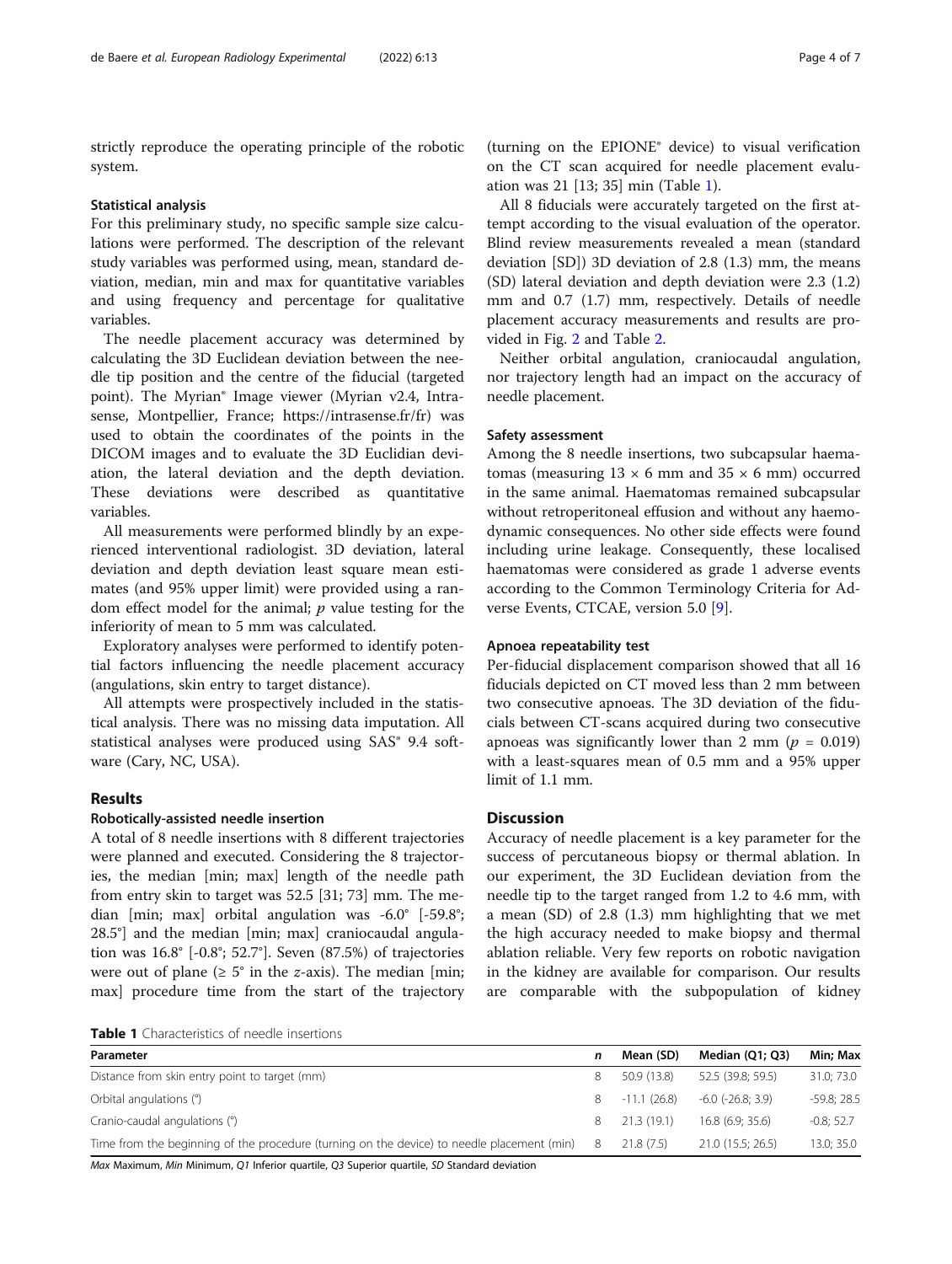strictly reproduce the operating principle of the robotic system.

### Statistical analysis

For this preliminary study, no specific sample size calculations were performed. The description of the relevant study variables was performed using, mean, standard deviation, median, min and max for quantitative variables and using frequency and percentage for qualitative variables.

The needle placement accuracy was determined by calculating the 3D Euclidean deviation between the needle tip position and the centre of the fiducial (targeted point). The Myrian® Image viewer (Myrian v2.4, Intrasense, Montpellier, France; https://intrasense.fr/fr) was used to obtain the coordinates of the points in the DICOM images and to evaluate the 3D Euclidian deviation, the lateral deviation and the depth deviation. These deviations were described as quantitative variables.

All measurements were performed blindly by an experienced interventional radiologist. 3D deviation, lateral deviation and depth deviation least square mean estimates (and 95% upper limit) were provided using a random effect model for the animal; *p* value testing for the inferiority of mean to 5 mm was calculated.

Exploratory analyses were performed to identify potential factors influencing the needle placement accuracy (angulations, skin entry to target distance).

All attempts were prospectively included in the statistical analysis. There was no missing data imputation. All statistical analyses were produced using SAS® 9.4 software (Cary, NC, USA).

## Results

### Robotically-assisted needle insertion

A total of 8 needle insertions with 8 different trajectories were planned and executed. Considering the 8 trajectories, the median [min; max] length of the needle path from entry skin to target was 52.5 [31; 73] mm. The median [min; max] orbital angulation was -6.0° [-59.8°; 28.5°] and the median [min; max] craniocaudal angulation was 16.8° [-0.8°; 52.7°]. Seven (87.5%) of trajectories were out of plane (≥ 5° in the *z*-axis). The median [min; max] procedure time from the start of the trajectory (turning on the EPIONE® device) to visual verification on the CT scan acquired for needle placement evaluation was 21 [13; 35] min (Table 1).

All 8 fiducials were accurately targeted on the first attempt according to the visual evaluation of the operator. Blind review measurements revealed a mean (standard deviation [SD]) 3D deviation of 2.8 (1.3) mm, the means (SD) lateral deviation and depth deviation were 2.3 (1.2) mm and 0.7 (1.7) mm, respectively. Details of needle placement accuracy measurements and results are provided in Fig. 2 and Table 2.

Neither orbital angulation, craniocaudal angulation, nor trajectory length had an impact on the accuracy of needle placement.

### Safety assessment

Among the 8 needle insertions, two subcapsular haematomas (measuring 13 × 6 mm and 35 × 6 mm) occurred in the same animal. Haematomas remained subcapsular without retroperitoneal effusion and without any haemodynamic consequences. No other side effects were found including urine leakage. Consequently, these localised haematomas were considered as grade 1 adverse events according to the Common Terminology Criteria for Adverse Events, CTCAE, version 5.0 [9].

### Apnoea repeatability test

Per-fiducial displacement comparison showed that all 16 fiducials depicted on CT moved less than 2 mm between two consecutive apnoeas. The 3D deviation of the fiducials between CT-scans acquired during two consecutive apnoeas was significantly lower than 2 mm ($p = 0.019$) with a least-squares mean of 0.5 mm and a 95% upper limit of 1.1 mm.

## Discussion

Accuracy of needle placement is a key parameter for the success of percutaneous biopsy or thermal ablation. In our experiment, the 3D Euclidean deviation from the needle tip to the target ranged from 1.2 to 4.6 mm, with a mean (SD) of 2.8 (1.3) mm highlighting that we met the high accuracy needed to make biopsy and thermal ablation reliable. Very few reports on robotic navigation in the kidney are available for comparison. Our results are comparable with the subpopulation of kidney

**Table 1** Characteristics of needle insertions

| Parameter | *n* | Mean (SD) | Median (Q1; Q3) | Min; Max |
|---|---|---|---|---|
| Distance from skin entry point to target (mm) | 8 | 50.9 (13.8) | 52.5 (39.8; 59.5) | 31.0; 73.0 |
| Orbital angulations (°) | 8 | -11.1 (26.8) | -6.0 (-26.8; 3.9) | -59.8; 28.5 |
| Cranio-caudal angulations (°) | 8 | 21.3 (19.1) | 16.8 (6.9; 35.6) | -0.8; 52.7 |
| Time from the beginning of the procedure (turning on the device) to needle placement (min) | 8 | 21.8 (7.5) | 21.0 (15.5; 26.5) | 13.0; 35.0 |

*Max* Maximum, *Min* Minimum, *Q1* Inferior quartile, *Q3* Superior quartile, *SD* Standard deviation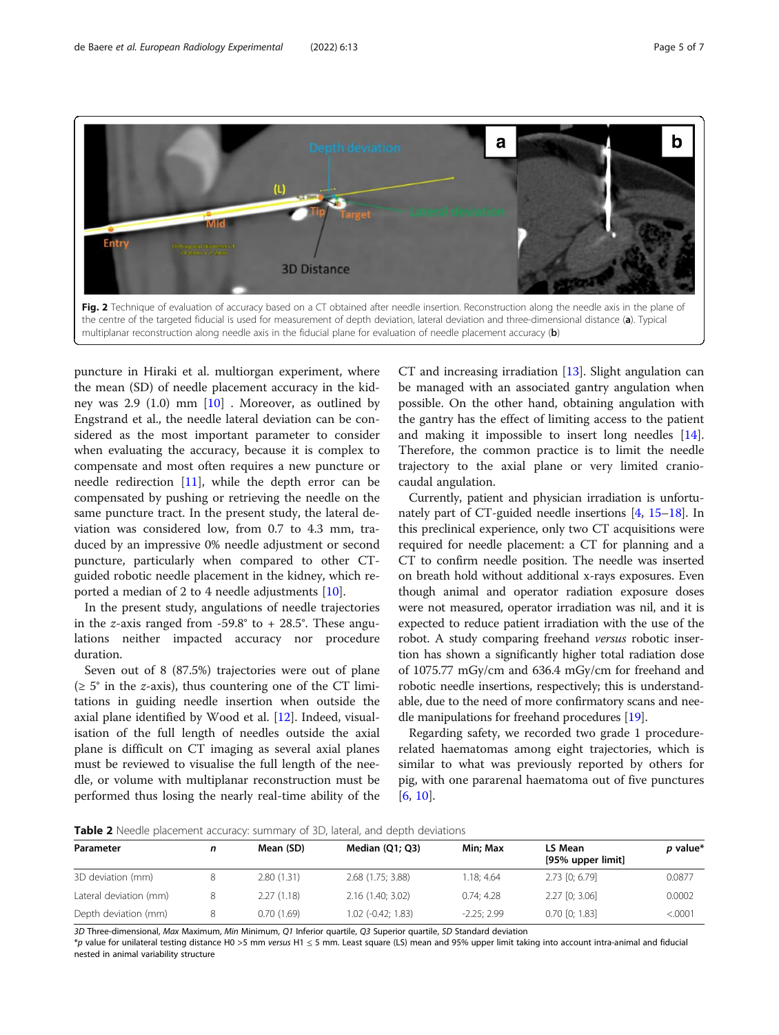Fig. 2 Technique of evaluation of accuracy based on a CT obtained after needle insertion. Reconstruction along the needle axis in the plane of the centre of the targeted fiducial is used for measurement of depth deviation, lateral deviation and three-dimensional distance (**a**). Typical multiplanar reconstruction along needle axis in the fiducial plane for evaluation of needle placement accuracy (**b**)

puncture in Hiraki et al. multiorgan experiment, where the mean (SD) of needle placement accuracy in the kidney was 2.9 (1.0) mm [10] . Moreover, as outlined by Engstrand et al., the needle lateral deviation can be considered as the most important parameter to consider when evaluating the accuracy, because it is complex to compensate and most often requires a new puncture or needle redirection [11], while the depth error can be compensated by pushing or retrieving the needle on the same puncture tract. In the present study, the lateral deviation was considered low, from 0.7 to 4.3 mm, traduced by an impressive 0% needle adjustment or second puncture, particularly when compared to other CT-guided robotic needle placement in the kidney, which reported a median of 2 to 4 needle adjustments [10].

In the present study, angulations of needle trajectories in the *z*-axis ranged from -59.8° to + 28.5°. These angulations neither impacted accuracy nor procedure duration.

Seven out of 8 (87.5%) trajectories were out of plane (≥ 5° in the *z*-axis), thus countering one of the CT limitations in guiding needle insertion when outside the axial plane identified by Wood et al. [12]. Indeed, visualisation of the full length of needles outside the axial plane is difficult on CT imaging as several axial planes must be reviewed to visualise the full length of the needle, or volume with multiplanar reconstruction must be performed thus losing the nearly real-time ability of the CT and increasing irradiation [13]. Slight angulation can be managed with an associated gantry angulation when possible. On the other hand, obtaining angulation with the gantry has the effect of limiting access to the patient and making it impossible to insert long needles [14]. Therefore, the common practice is to limit the needle trajectory to the axial plane or very limited cranio-caudal angulation.

Currently, patient and physician irradiation is unfortunately part of CT-guided needle insertions [4, 15–18]. In this preclinical experience, only two CT acquisitions were required for needle placement: a CT for planning and a CT to confirm needle position. The needle was inserted on breath hold without additional x-rays exposures. Even though animal and operator radiation exposure doses were not measured, operator irradiation was nil, and it is expected to reduce patient irradiation with the use of the robot. A study comparing freehand *versus* robotic insertion has shown a significantly higher total radiation dose of 1075.77 mGy/cm and 636.4 mGy/cm for freehand and robotic needle insertions, respectively; this is understandable, due to the need of more confirmatory scans and needle manipulations for freehand procedures [19].

Regarding safety, we recorded two grade 1 procedure-related haematomas among eight trajectories, which is similar to what was previously reported by others for pig, with one pararenal haematoma out of five punctures [6, 10].

**Table 2** Needle placement accuracy: summary of 3D, lateral, and depth deviations

| Parameter | *n* | Mean (SD) | Median (Q1; Q3) | Min; Max | LS Mean [95% upper limit] | *p* value* |
|---|---|---|---|---|---|---|
| 3D deviation (mm) | 8 | 2.80 (1.31) | 2.68 (1.75; 3.88) | 1.18; 4.64 | 2.73 [0; 6.79] | 0.0877 |
| Lateral deviation (mm) | 8 | 2.27 (1.18) | 2.16 (1.40; 3.02) | 0.74; 4.28 | 2.27 [0; 3.06] | 0.0002 |
| Depth deviation (mm) | 8 | 0.70 (1.69) | 1.02 (-0.42; 1.83) | -2.25; 2.99 | 0.70 [0; 1.83] | <.0001 |

*3D* Three-dimensional, *Max* Maximum, *Min* Minimum, *Q1* Inferior quartile, *Q3* Superior quartile, *SD* Standard deviation
\**p* value for unilateral testing distance H0 >5 mm *versus* H1 ≤ 5 mm. Least square (LS) mean and 95% upper limit taking into account intra-animal and fiducial nested in animal variability structure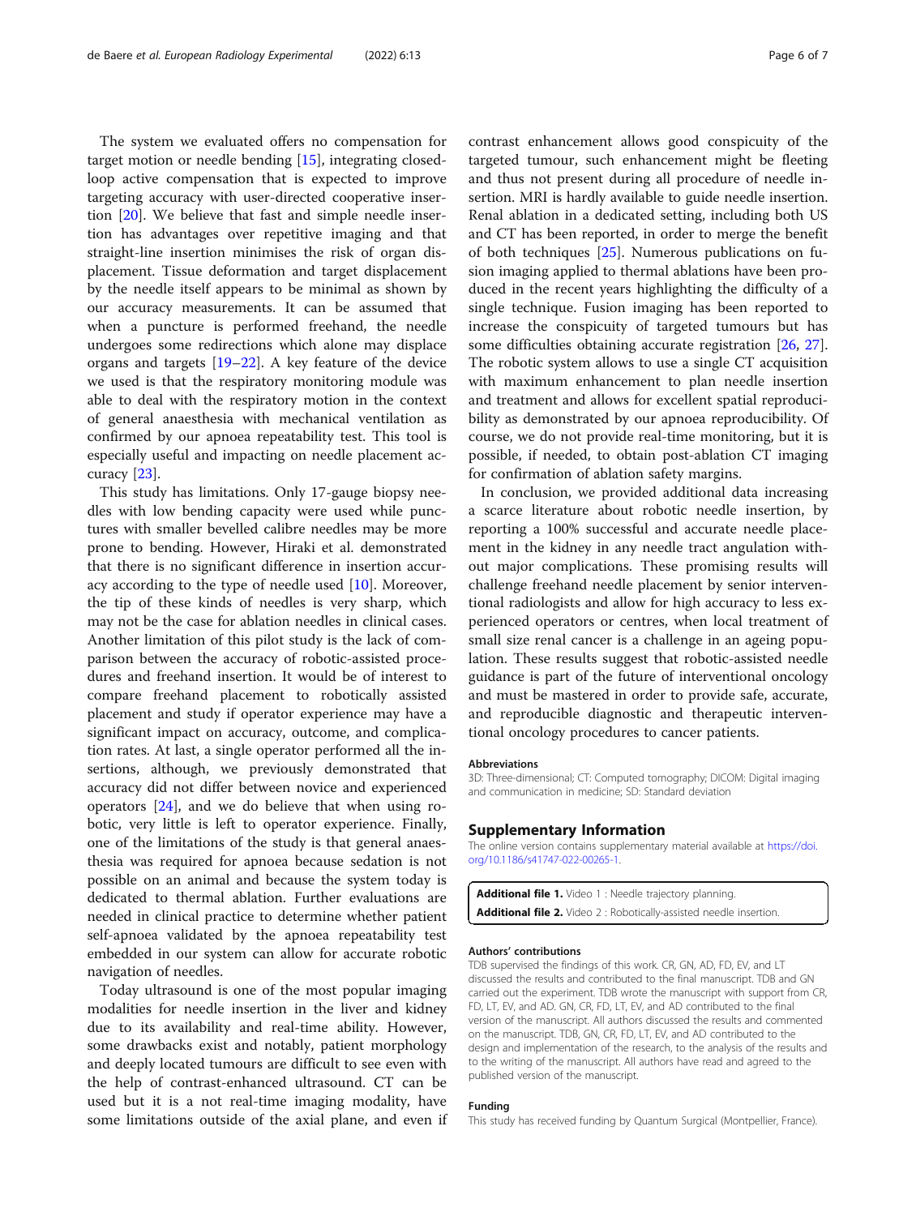The system we evaluated offers no compensation for target motion or needle bending [15], integrating closed-loop active compensation that is expected to improve targeting accuracy with user-directed cooperative insertion [20]. We believe that fast and simple needle insertion has advantages over repetitive imaging and that straight-line insertion minimises the risk of organ displacement. Tissue deformation and target displacement by the needle itself appears to be minimal as shown by our accuracy measurements. It can be assumed that when a puncture is performed freehand, the needle undergoes some redirections which alone may displace organs and targets [19–22]. A key feature of the device we used is that the respiratory monitoring module was able to deal with the respiratory motion in the context of general anaesthesia with mechanical ventilation as confirmed by our apnoea repeatability test. This tool is especially useful and impacting on needle placement accuracy [23].

This study has limitations. Only 17-gauge biopsy needles with low bending capacity were used while punctures with smaller bevelled calibre needles may be more prone to bending. However, Hiraki et al. demonstrated that there is no significant difference in insertion accuracy according to the type of needle used [10]. Moreover, the tip of these kinds of needles is very sharp, which may not be the case for ablation needles in clinical cases. Another limitation of this pilot study is the lack of comparison between the accuracy of robotic-assisted procedures and freehand insertion. It would be of interest to compare freehand placement to robotically assisted placement and study if operator experience may have a significant impact on accuracy, outcome, and complication rates. At last, a single operator performed all the insertions, although, we previously demonstrated that accuracy did not differ between novice and experienced operators [24], and we do believe that when using robotic, very little is left to operator experience. Finally, one of the limitations of the study is that general anaesthesia was required for apnoea because sedation is not possible on an animal and because the system today is dedicated to thermal ablation. Further evaluations are needed in clinical practice to determine whether patient self-apnoea validated by the apnoea repeatability test embedded in our system can allow for accurate robotic navigation of needles.

Today ultrasound is one of the most popular imaging modalities for needle insertion in the liver and kidney due to its availability and real-time ability. However, some drawbacks exist and notably, patient morphology and deeply located tumours are difficult to see even with the help of contrast-enhanced ultrasound. CT can be used but it is a not real-time imaging modality, have some limitations outside of the axial plane, and even if contrast enhancement allows good conspicuity of the targeted tumour, such enhancement might be fleeting and thus not present during all procedure of needle insertion. MRI is hardly available to guide needle insertion. Renal ablation in a dedicated setting, including both US and CT has been reported, in order to merge the benefit of both techniques [25]. Numerous publications on fusion imaging applied to thermal ablations have been produced in the recent years highlighting the difficulty of a single technique. Fusion imaging has been reported to increase the conspicuity of targeted tumours but has some difficulties obtaining accurate registration [26, 27]. The robotic system allows to use a single CT acquisition with maximum enhancement to plan needle insertion and treatment and allows for excellent spatial reproducibility as demonstrated by our apnoea reproducibility. Of course, we do not provide real-time monitoring, but it is possible, if needed, to obtain post-ablation CT imaging for confirmation of ablation safety margins.

In conclusion, we provided additional data increasing a scarce literature about robotic needle insertion, by reporting a 100% successful and accurate needle placement in the kidney in any needle tract angulation without major complications. These promising results will challenge freehand needle placement by senior interventional radiologists and allow for high accuracy to less experienced operators or centres, when local treatment of small size renal cancer is a challenge in an ageing population. These results suggest that robotic-assisted needle guidance is part of the future of interventional oncology and must be mastered in order to provide safe, accurate, and reproducible diagnostic and therapeutic interventional oncology procedures to cancer patients.

#### Abbreviations

3D: Three-dimensional; CT: Computed tomography; DICOM: Digital imaging and communication in medicine; SD: Standard deviation

## Supplementary Information

The online version contains supplementary material available at https://doi.org/10.1186/s41747-022-00265-1.

**Additional file 1.** Video 1 : Needle trajectory planning.

**Additional file 2.** Video 2 : Robotically-assisted needle insertion.

#### Authors' contributions

TDB supervised the findings of this work. CR, GN, AD, FD, EV, and LT discussed the results and contributed to the final manuscript. TDB and GN carried out the experiment. TDB wrote the manuscript with support from CR, FD, LT, EV, and AD. GN, CR, FD, LT, EV, and AD contributed to the final version of the manuscript. All authors discussed the results and commented on the manuscript. TDB, GN, CR, FD, LT, EV, and AD contributed to the design and implementation of the research, to the analysis of the results and to the writing of the manuscript. All authors have read and agreed to the published version of the manuscript.

#### Funding

This study has received funding by Quantum Surgical (Montpellier, France).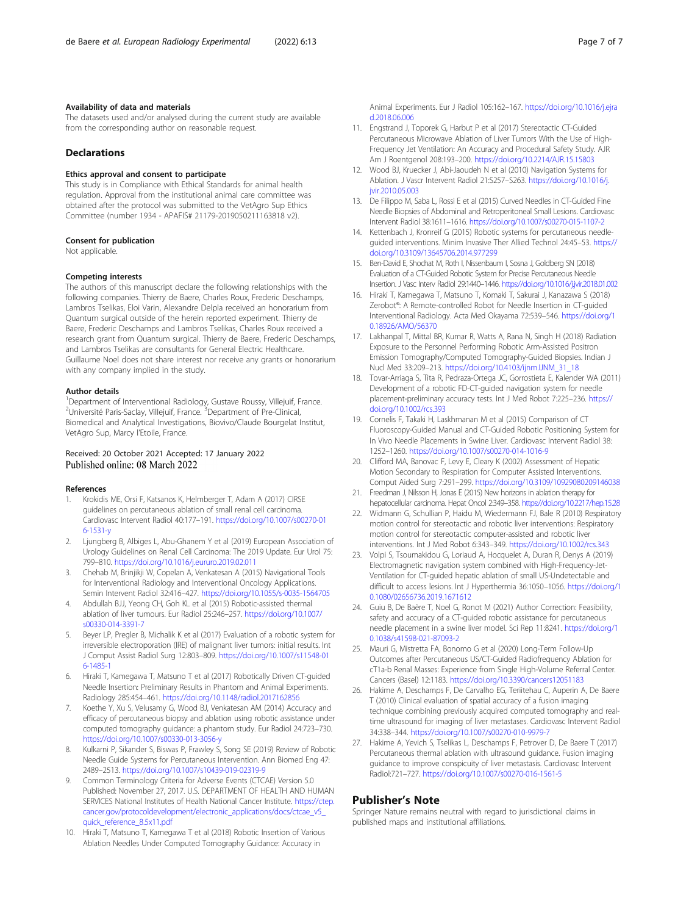### Availability of data and materials

The datasets used and/or analysed during the current study are available from the corresponding author on reasonable request.

## Declarations

### Ethics approval and consent to participate

This study is in Compliance with Ethical Standards for animal health regulation. Approval from the institutional animal care committee was obtained after the protocol was submitted to the VetAgro Sup Ethics Committee (number 1934 - APAFIS# 21179-2019050211163818 v2).

### Consent for publication

Not applicable.

### Competing interests

The authors of this manuscript declare the following relationships with the following companies. Thierry de Baere, Charles Roux, Frederic Deschamps, Lambros Tselikas, Eloi Varin, Alexandre Delpla received an honorarium from Quantum surgical outside of the herein reported experiment. Thierry de Baere, Frederic Deschamps and Lambros Tselikas, Charles Roux received a research grant from Quantum surgical. Thierry de Baere, Frederic Deschamps, and Lambros Tselikas are consultants for General Electric Healthcare. Guillaume Noel does not share interest nor receive any grants or honorarium with any company implied in the study.

### Author details

[1]Department of Interventional Radiology, Gustave Roussy, Villejuif, France. [2]Université Paris-Saclay, Villejuif, France. [3]Department of Pre-Clinical, Biomedical and Analytical Investigations, Biovivo/Claude Bourgelat Institut, VetAgro Sup, Marcy l'Etoile, France.

Received: 20 October 2021 Accepted: 17 January 2022
Published online: 08 March 2022

### References

1. Krokidis ME, Orsi F, Katsanos K, Helmberger T, Adam A (2017) CIRSE guidelines on percutaneous ablation of small renal cell carcinoma. Cardiovasc Intervent Radiol 40:177–191. https://doi.org/10.1007/s00270-016-1531-y
2. Ljungberg B, Albiges L, Abu-Ghanem Y et al (2019) European Association of Urology Guidelines on Renal Cell Carcinoma: The 2019 Update. Eur Urol 75: 799–810. https://doi.org/10.1016/j.eururo.2019.02.011
3. Chehab M, Brinjikji W, Copelan A, Venkatesan A (2015) Navigational Tools for Interventional Radiology and Interventional Oncology Applications. Semin Intervent Radiol 32:416–427. https://doi.org/10.1055/s-0035-1564705
4. Abdullah BJJ, Yeong CH, Goh KL et al (2015) Robotic-assisted thermal ablation of liver tumours. Eur Radiol 25:246–257. https://doi.org/10.1007/s00330-014-3391-7
5. Beyer LP, Pregler B, Michalik K et al (2017) Evaluation of a robotic system for irreversible electroporation (IRE) of malignant liver tumors: initial results. Int J Comput Assist Radiol Surg 12:803–809. https://doi.org/10.1007/s11548-016-1485-1
6. Hiraki T, Kamegawa T, Matsuno T et al (2017) Robotically Driven CT-guided Needle Insertion: Preliminary Results in Phantom and Animal Experiments. Radiology 285:454–461. https://doi.org/10.1148/radiol.2017162856
7. Koethe Y, Xu S, Velusamy G, Wood BJ, Venkatesan AM (2014) Accuracy and efficacy of percutaneous biopsy and ablation using robotic assistance under computed tomography guidance: a phantom study. Eur Radiol 24:723–730. https://doi.org/10.1007/s00330-013-3056-y
8. Kulkarni P, Sikander S, Biswas P, Frawley S, Song SE (2019) Review of Robotic Needle Guide Systems for Percutaneous Intervention. Ann Biomed Eng 47: 2489–2513. https://doi.org/10.1007/s10439-019-02319-9
9. Common Terminology Criteria for Adverse Events (CTCAE) Version 5.0 Published: November 27, 2017. U.S. DEPARTMENT OF HEALTH AND HUMAN SERVICES National Institutes of Health National Cancer Institute. https://ctep.cancer.gov/protocoldevelopment/electronic_applications/docs/ctcae_v5_quick_reference_8.5x11.pdf
10. Hiraki T, Matsuno T, Kamegawa T et al (2018) Robotic Insertion of Various Ablation Needles Under Computed Tomography Guidance: Accuracy in Animal Experiments. Eur J Radiol 105:162–167. https://doi.org/10.1016/j.ejrad.2018.06.006
11. Engstrand J, Toporek G, Harbut P et al (2017) Stereotactic CT-Guided Percutaneous Microwave Ablation of Liver Tumors With the Use of High-Frequency Jet Ventilation: An Accuracy and Procedural Safety Study. AJR Am J Roentgenol 208:193–200. https://doi.org/10.2214/AJR.15.15803
12. Wood BJ, Kruecker J, Abi-Jaoudeh N et al (2010) Navigation Systems for Ablation. J Vascr Intervent Radiol 21:S257–S263. https://doi.org/10.1016/j.jvir.2010.05.003
13. De Filippo M, Saba L, Rossi E et al (2015) Curved Needles in CT-Guided Fine Needle Biopsies of Abdominal and Retroperitoneal Small Lesions. Cardiovasc Intervent Radiol 38:1611–1616. https://doi.org/10.1007/s00270-015-1107-2
14. Kettenbach J, Kronreif G (2015) Robotic systems for percutaneous needle-guided interventions. Minim Invasive Ther Allied Technol 24:45–53. https://doi.org/10.3109/13645706.2014.977299
15. Ben-David E, Shochat M, Roth I, Nissenbaum I, Sosna J, Goldberg SN (2018) Evaluation of a CT-Guided Robotic System for Precise Percutaneous Needle Insertion. J Vasc Interv Radiol 29:1440–1446. https://doi.org/10.1016/j.jvir.2018.01.002
16. Hiraki T, Kamegawa T, Matsuno T, Komaki T, Sakurai J, Kanazawa S (2018) Zerobot®: A Remote-controlled Robot for Needle Insertion in CT-guided Interventional Radiology. Acta Med Okayama 72:539–546. https://doi.org/10.18926/AMO/56370
17. Lakhanpal T, Mittal BR, Kumar R, Watts A, Rana N, Singh H (2018) Radiation Exposure to the Personnel Performing Robotic Arm-Assisted Positron Emission Tomography/Computed Tomography-Guided Biopsies. Indian J Nucl Med 33:209–213. https://doi.org/10.4103/ijnm.IJNM_31_18
18. Tovar-Arriaga S, Tita R, Pedraza-Ortega JC, Gorrostieta E, Kalender WA (2011) Development of a robotic FD-CT-guided navigation system for needle placement-preliminary accuracy tests. Int J Med Robot 7:225–236. https://doi.org/10.1002/rcs.393
19. Cornelis F, Takaki H, Laskhmanan M et al (2015) Comparison of CT Fluoroscopy-Guided Manual and CT-Guided Robotic Positioning System for In Vivo Needle Placements in Swine Liver. Cardiovasc Intervent Radiol 38: 1252–1260. https://doi.org/10.1007/s00270-014-1016-9
20. Clifford MA, Banovac F, Levy E, Cleary K (2002) Assessment of Hepatic Motion Secondary to Respiration for Computer Assisted Interventions. Comput Aided Surg 7:291–299. https://doi.org/10.3109/10929080209146038
21. Freedman J, Nilsson H, Jonas E (2015) New horizons in ablation therapy for hepatocellular carcinoma. Hepat Oncol 2:349–358. https://doi.org/10.2217/hep.15.28
22. Widmann G, Schullian P, Haidu M, Wiedermann FJ, Bale R (2010) Respiratory motion control for stereotactic and robotic liver interventions: Respiratory motion control for stereotactic computer-assisted and robotic liver interventions. Int J Med Robot 6:343–349. https://doi.org/10.1002/rcs.343
23. Volpi S, Tsoumakidou G, Loriaud A, Hocquelet A, Duran R, Denys A (2019) Electromagnetic navigation system combined with High-Frequency-Jet-Ventilation for CT-guided hepatic ablation of small US-Undetectable and difficult to access lesions. Int J Hyperthermia 36:1050–1056. https://doi.org/10.1080/02656736.2019.1671612
24. Guiu B, De Baère T, Noel G, Ronot M (2021) Author Correction: Feasibility, safety and accuracy of a CT-guided robotic assistance for percutaneous needle placement in a swine liver model. Sci Rep 11:8241. https://doi.org/10.1038/s41598-021-87093-2
25. Mauri G, Mistretta FA, Bonomo G et al (2020) Long-Term Follow-Up Outcomes after Percutaneous US/CT-Guided Radiofrequency Ablation for cT1a-b Renal Masses: Experience from Single High-Volume Referral Center. Cancers (Basel) 12:1183. https://doi.org/10.3390/cancers12051183
26. Hakime A, Deschamps F, De Carvalho EG, Teriitehau C, Auperin A, De Baere T (2010) Clinical evaluation of spatial accuracy of a fusion imaging technique combining previously acquired computed tomography and real-time ultrasound for imaging of liver metastases. Cardiovasc Intervent Radiol 34:338–344. https://doi.org/10.1007/s00270-010-9979-7
27. Hakime A, Yevich S, Tselikas L, Deschamps F, Petrover D, De Baere T (2017) Percutaneous thermal ablation with ultrasound guidance. Fusion imaging guidance to improve conspicuity of liver metastasis. Cardiovasc Intervent Radiol:721–727. https://doi.org/10.1007/s00270-016-1561-5

## Publisher's Note

Springer Nature remains neutral with regard to jurisdictional claims in published maps and institutional affiliations.